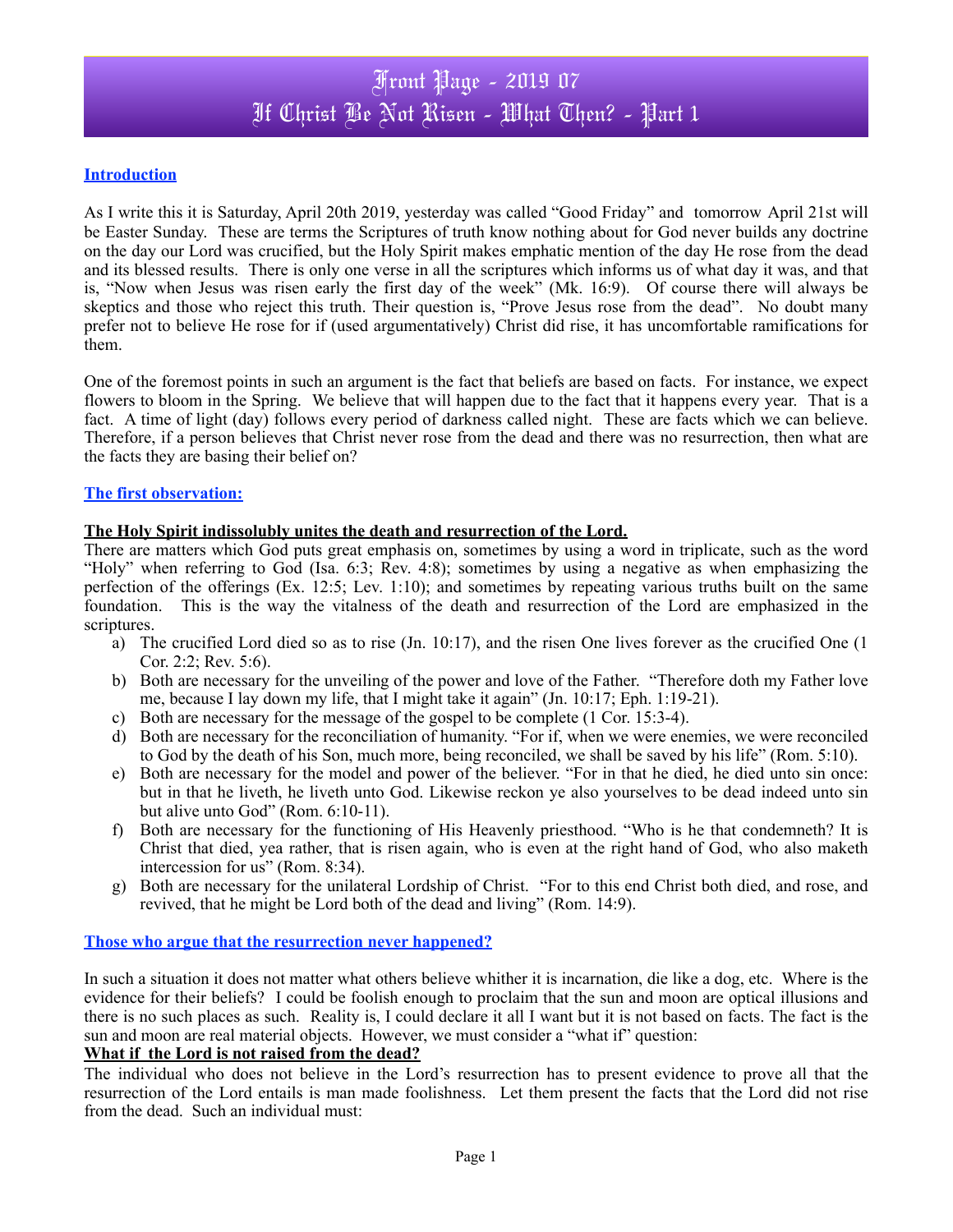# Front Page - 2019 07
# If Christ Be Not Risen - What Then? - Part 1

**Introduction**

As I write this it is Saturday, April 20th 2019, yesterday was called "Good Friday" and tomorrow April 21st will be Easter Sunday. These are terms the Scriptures of truth know nothing about for God never builds any doctrine on the day our Lord was crucified, but the Holy Spirit makes emphatic mention of the day He rose from the dead and its blessed results. There is only one verse in all the scriptures which informs us of what day it was, and that is, "Now when Jesus was risen early the first day of the week" (Mk. 16:9). Of course there will always be skeptics and those who reject this truth. Their question is, "Prove Jesus rose from the dead". No doubt many prefer not to believe He rose for if (used argumentatively) Christ did rise, it has uncomfortable ramifications for them.

One of the foremost points in such an argument is the fact that beliefs are based on facts. For instance, we expect flowers to bloom in the Spring. We believe that will happen due to the fact that it happens every year. That is a fact. A time of light (day) follows every period of darkness called night. These are facts which we can believe. Therefore, if a person believes that Christ never rose from the dead and there was no resurrection, then what are the facts they are basing their belief on?

**The first observation:**

**The Holy Spirit indissolubly unites the death and resurrection of the Lord.**

There are matters which God puts great emphasis on, sometimes by using a word in triplicate, such as the word "Holy" when referring to God (Isa. 6:3; Rev. 4:8); sometimes by using a negative as when emphasizing the perfection of the offerings (Ex. 12:5; Lev. 1:10); and sometimes by repeating various truths built on the same foundation. This is the way the vitalness of the death and resurrection of the Lord are emphasized in the scriptures.

a) The crucified Lord died so as to rise (Jn. 10:17), and the risen One lives forever as the crucified One (1 Cor. 2:2; Rev. 5:6).
b) Both are necessary for the unveiling of the power and love of the Father. "Therefore doth my Father love me, because I lay down my life, that I might take it again" (Jn. 10:17; Eph. 1:19-21).
c) Both are necessary for the message of the gospel to be complete (1 Cor. 15:3-4).
d) Both are necessary for the reconciliation of humanity. "For if, when we were enemies, we were reconciled to God by the death of his Son, much more, being reconciled, we shall be saved by his life" (Rom. 5:10).
e) Both are necessary for the model and power of the believer. "For in that he died, he died unto sin once: but in that he liveth, he liveth unto God. Likewise reckon ye also yourselves to be dead indeed unto sin but alive unto God" (Rom. 6:10-11).
f) Both are necessary for the functioning of His Heavenly priesthood. "Who is he that condemneth? It is Christ that died, yea rather, that is risen again, who is even at the right hand of God, who also maketh intercession for us" (Rom. 8:34).
g) Both are necessary for the unilateral Lordship of Christ. "For to this end Christ both died, and rose, and revived, that he might be Lord both of the dead and living" (Rom. 14:9).

**Those who argue that the resurrection never happened?**

In such a situation it does not matter what others believe whither it is incarnation, die like a dog, etc. Where is the evidence for their beliefs? I could be foolish enough to proclaim that the sun and moon are optical illusions and there is no such places as such. Reality is, I could declare it all I want but it is not based on facts. The fact is the sun and moon are real material objects. However, we must consider a "what if" question:

**What if the Lord is not raised from the dead?**

The individual who does not believe in the Lord's resurrection has to present evidence to prove all that the resurrection of the Lord entails is man made foolishness. Let them present the facts that the Lord did not rise from the dead. Such an individual must: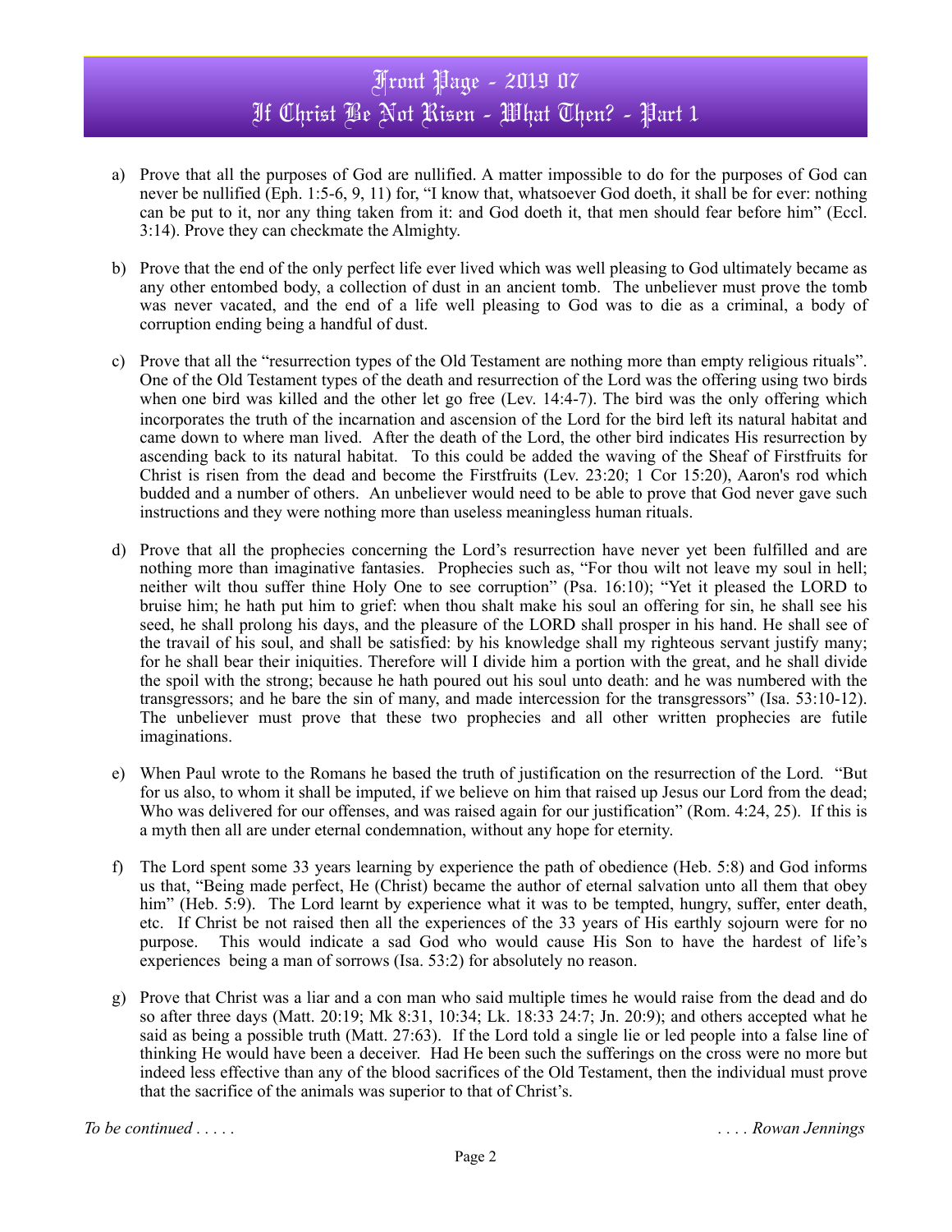# Front Page - 2019 07
# If Christ Be Not Risen - What Then? - Part 1

a) Prove that all the purposes of God are nullified. A matter impossible to do for the purposes of God can never be nullified (Eph. 1:5-6, 9, 11) for, "I know that, whatsoever God doeth, it shall be for ever: nothing can be put to it, nor any thing taken from it: and God doeth it, that men should fear before him" (Eccl. 3:14). Prove they can checkmate the Almighty.

b) Prove that the end of the only perfect life ever lived which was well pleasing to God ultimately became as any other entombed body, a collection of dust in an ancient tomb. The unbeliever must prove the tomb was never vacated, and the end of a life well pleasing to God was to die as a criminal, a body of corruption ending being a handful of dust.

c) Prove that all the "resurrection types of the Old Testament are nothing more than empty religious rituals". One of the Old Testament types of the death and resurrection of the Lord was the offering using two birds when one bird was killed and the other let go free (Lev. 14:4-7). The bird was the only offering which incorporates the truth of the incarnation and ascension of the Lord for the bird left its natural habitat and came down to where man lived. After the death of the Lord, the other bird indicates His resurrection by ascending back to its natural habitat. To this could be added the waving of the Sheaf of Firstfruits for Christ is risen from the dead and become the Firstfruits (Lev. 23:20; 1 Cor 15:20), Aaron's rod which budded and a number of others. An unbeliever would need to be able to prove that God never gave such instructions and they were nothing more than useless meaningless human rituals.

d) Prove that all the prophecies concerning the Lord's resurrection have never yet been fulfilled and are nothing more than imaginative fantasies. Prophecies such as, "For thou wilt not leave my soul in hell; neither wilt thou suffer thine Holy One to see corruption" (Psa. 16:10); "Yet it pleased the LORD to bruise him; he hath put him to grief: when thou shalt make his soul an offering for sin, he shall see his seed, he shall prolong his days, and the pleasure of the LORD shall prosper in his hand. He shall see of the travail of his soul, and shall be satisfied: by his knowledge shall my righteous servant justify many; for he shall bear their iniquities. Therefore will I divide him a portion with the great, and he shall divide the spoil with the strong; because he hath poured out his soul unto death: and he was numbered with the transgressors; and he bare the sin of many, and made intercession for the transgressors" (Isa. 53:10-12). The unbeliever must prove that these two prophecies and all other written prophecies are futile imaginations.

e) When Paul wrote to the Romans he based the truth of justification on the resurrection of the Lord. "But for us also, to whom it shall be imputed, if we believe on him that raised up Jesus our Lord from the dead; Who was delivered for our offenses, and was raised again for our justification" (Rom. 4:24, 25). If this is a myth then all are under eternal condemnation, without any hope for eternity.

f) The Lord spent some 33 years learning by experience the path of obedience (Heb. 5:8) and God informs us that, "Being made perfect, He (Christ) became the author of eternal salvation unto all them that obey him" (Heb. 5:9). The Lord learnt by experience what it was to be tempted, hungry, suffer, enter death, etc. If Christ be not raised then all the experiences of the 33 years of His earthly sojourn were for no purpose. This would indicate a sad God who would cause His Son to have the hardest of life's experiences being a man of sorrows (Isa. 53:2) for absolutely no reason.

g) Prove that Christ was a liar and a con man who said multiple times he would raise from the dead and do so after three days (Matt. 20:19; Mk 8:31, 10:34; Lk. 18:33 24:7; Jn. 20:9); and others accepted what he said as being a possible truth (Matt. 27:63). If the Lord told a single lie or led people into a false line of thinking He would have been a deceiver. Had He been such the sufferings on the cross were no more but indeed less effective than any of the blood sacrifices of the Old Testament, then the individual must prove that the sacrifice of the animals was superior to that of Christ's.

*To be continued . . . . .* *. . . . Rowan Jennings*